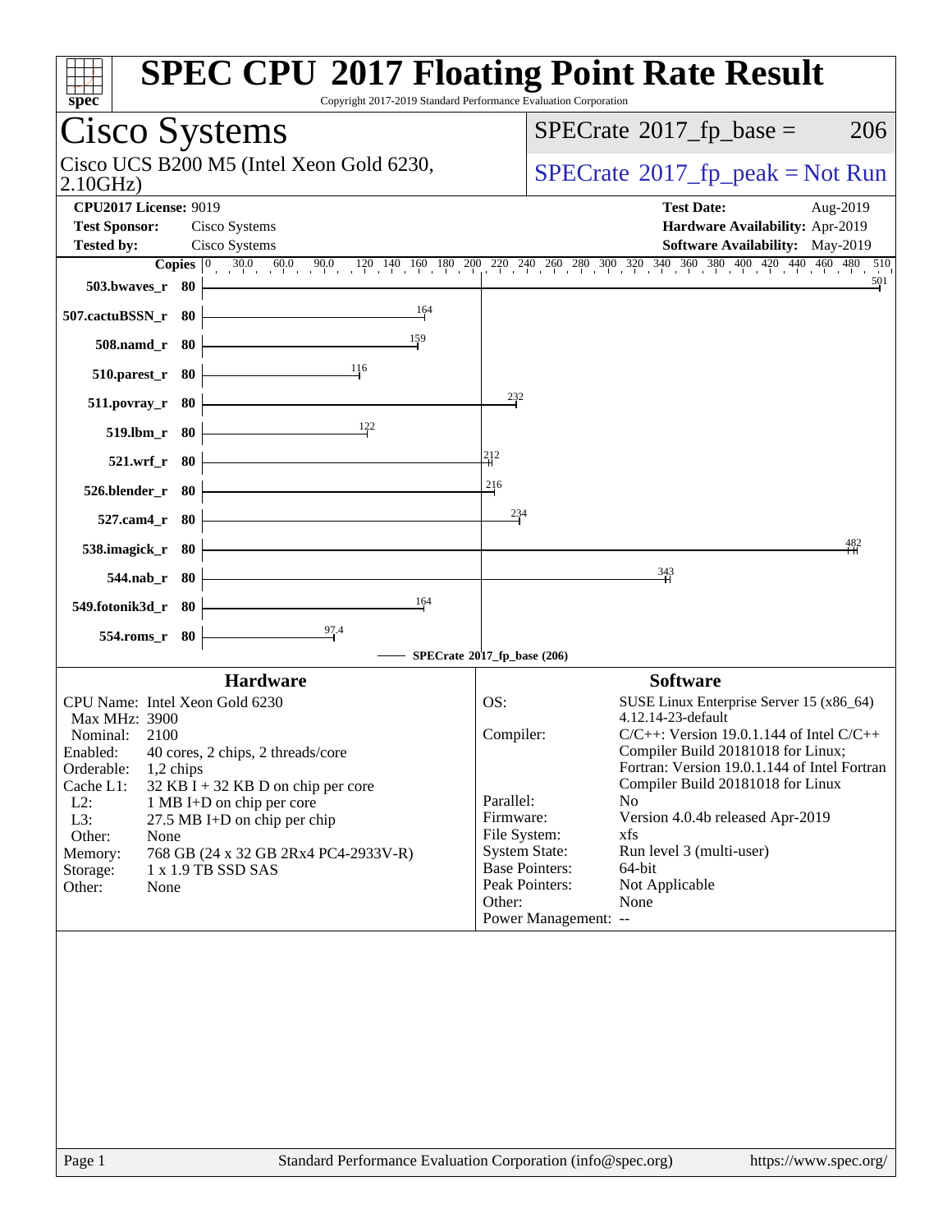# SPEC CPU 2017 Floating Point Rate Result

Copyright 2017-2019 Standard Performance Evaluation Corporation

## Cisco Systems

Cisco UCS B200 M5 (Intel Xeon Gold 6230, 2.10GHz)

SPECrate 2017_fp_base = 206

SPECrate 2017_fp_peak = Not Run

**CPU2017 License:** 9019
**Test Sponsor:** Cisco Systems
**Tested by:** Cisco Systems

**Test Date:** Aug-2019
**Hardware Availability:** Apr-2019
**Software Availability:** May-2019

| Benchmark | Copies | SPECrate 2017_fp_base (206) |
|---|---|---|
| 503.bwaves_r | 80 | 501 |
| 507.cactuBSSN_r | 80 | 164 |
| 508.namd_r | 80 | 159 |
| 510.parest_r | 80 | 116 |
| 511.povray_r | 80 | 232 |
| 519.lbm_r | 80 | 122 |
| 521.wrf_r | 80 | 212 |
| 526.blender_r | 80 | 216 |
| 527.cam4_r | 80 | 234 |
| 538.imagick_r | 80 | 482 |
| 544.nab_r | 80 | 343 |
| 549.fotonik3d_r | 80 | 164 |
| 554.roms_r | 80 | 97.4 |

### Hardware

- CPU Name: Intel Xeon Gold 6230
- Max MHz: 3900
- Nominal: 2100
- Enabled: 40 cores, 2 chips, 2 threads/core
- Orderable: 1,2 chips
- Cache L1: 32 KB I + 32 KB D on chip per core
- L2: 1 MB I+D on chip per core
- L3: 27.5 MB I+D on chip per chip
- Other: None
- Memory: 768 GB (24 x 32 GB 2Rx4 PC4-2933V-R)
- Storage: 1 x 1.9 TB SSD SAS
- Other: None

### Software

- OS: SUSE Linux Enterprise Server 15 (x86_64) 4.12.14-23-default
- Compiler: C/C++: Version 19.0.1.144 of Intel C/C++ Compiler Build 20181018 for Linux; Fortran: Version 19.0.1.144 of Intel Fortran Compiler Build 20181018 for Linux
- Parallel: No
- Firmware: Version 4.0.4b released Apr-2019
- File System: xfs
- System State: Run level 3 (multi-user)
- Base Pointers: 64-bit
- Peak Pointers: Not Applicable
- Other: None
- Power Management: --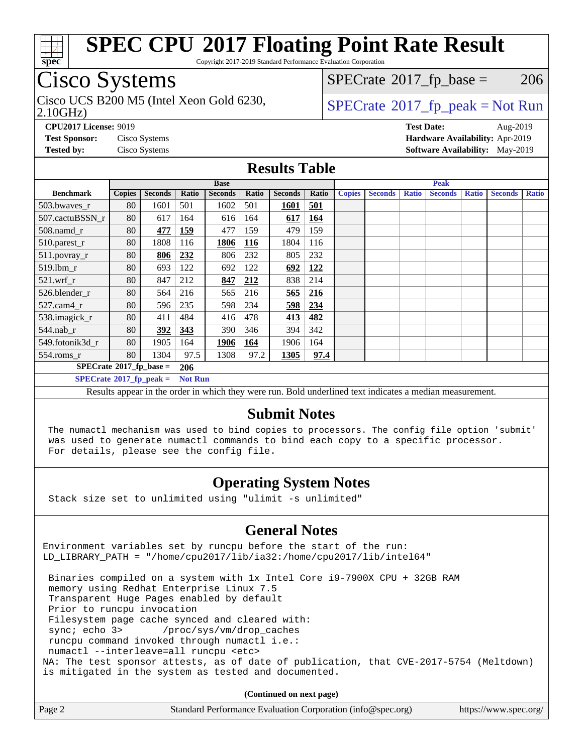# SPEC CPU 2017 Floating Point Rate Result

Copyright 2017-2019 Standard Performance Evaluation Corporation

## Cisco Systems

Cisco UCS B200 M5 (Intel Xeon Gold 6230, 2.10GHz)

SPECrate 2017_fp_base = 206

SPECrate 2017_fp_peak = Not Run

**CPU2017 License:** 9019
**Test Sponsor:** Cisco Systems
**Tested by:** Cisco Systems

**Test Date:** Aug-2019
**Hardware Availability:** Apr-2019
**Software Availability:** May-2019

## Results Table

| Benchmark | Base | | | | | | | Peak | | | | | | |
|---|---|---|---|---|---|---|---|---|---|---|---|---|---|---|
| | Copies | Seconds | Ratio | Seconds | Ratio | Seconds | Ratio | Copies | Seconds | Ratio | Seconds | Ratio | Seconds | Ratio |
| 503.bwaves_r | 80 | 1601 | 501 | 1602 | 501 | **1601** | **501** | | | | | | | |
| 507.cactuBSSN_r | 80 | 617 | 164 | 616 | 164 | **617** | **164** | | | | | | | |
| 508.namd_r | 80 | **477** | **159** | 477 | 159 | 479 | 159 | | | | | | | |
| 510.parest_r | 80 | 1808 | 116 | **1806** | **116** | 1804 | 116 | | | | | | | |
| 511.povray_r | 80 | **806** | **232** | 806 | 232 | 805 | 232 | | | | | | | |
| 519.lbm_r | 80 | 693 | 122 | 692 | 122 | **692** | **122** | | | | | | | |
| 521.wrf_r | 80 | 847 | 212 | **847** | **212** | 838 | 214 | | | | | | | |
| 526.blender_r | 80 | 564 | 216 | 565 | 216 | **565** | **216** | | | | | | | |
| 527.cam4_r | 80 | 596 | 235 | 598 | 234 | **598** | **234** | | | | | | | |
| 538.imagick_r | 80 | 411 | 484 | 416 | 478 | **413** | **482** | | | | | | | |
| 544.nab_r | 80 | **392** | **343** | 390 | 346 | 394 | 342 | | | | | | | |
| 549.fotonik3d_r | 80 | 1905 | 164 | **1906** | **164** | 1906 | 164 | | | | | | | |
| 554.roms_r | 80 | 1304 | 97.5 | 1308 | 97.2 | **1305** | **97.4** | | | | | | | |

**SPECrate 2017_fp_base = 206**

**SPECrate 2017_fp_peak = Not Run**

Results appear in the order in which they were run. Bold underlined text indicates a median measurement.

## Submit Notes

The numactl mechanism was used to bind copies to processors. The config file option 'submit' was used to generate numactl commands to bind each copy to a specific processor. For details, please see the config file.

## Operating System Notes

Stack size set to unlimited using "ulimit -s unlimited"

## General Notes

```
Environment variables set by runcpu before the start of the run:
LD_LIBRARY_PATH = "/home/cpu2017/lib/ia32:/home/cpu2017/lib/intel64"

 Binaries compiled on a system with 1x Intel Core i9-7900X CPU + 32GB RAM
 memory using Redhat Enterprise Linux 7.5
 Transparent Huge Pages enabled by default
 Prior to runcpu invocation
 Filesystem page cache synced and cleared with:
 sync; echo 3>       /proc/sys/vm/drop_caches
 runcpu command invoked through numactl i.e.:
 numactl --interleave=all runcpu <etc>
NA: The test sponsor attests, as of date of publication, that CVE-2017-5754 (Meltdown)
is mitigated in the system as tested and documented.
```

**(Continued on next page)**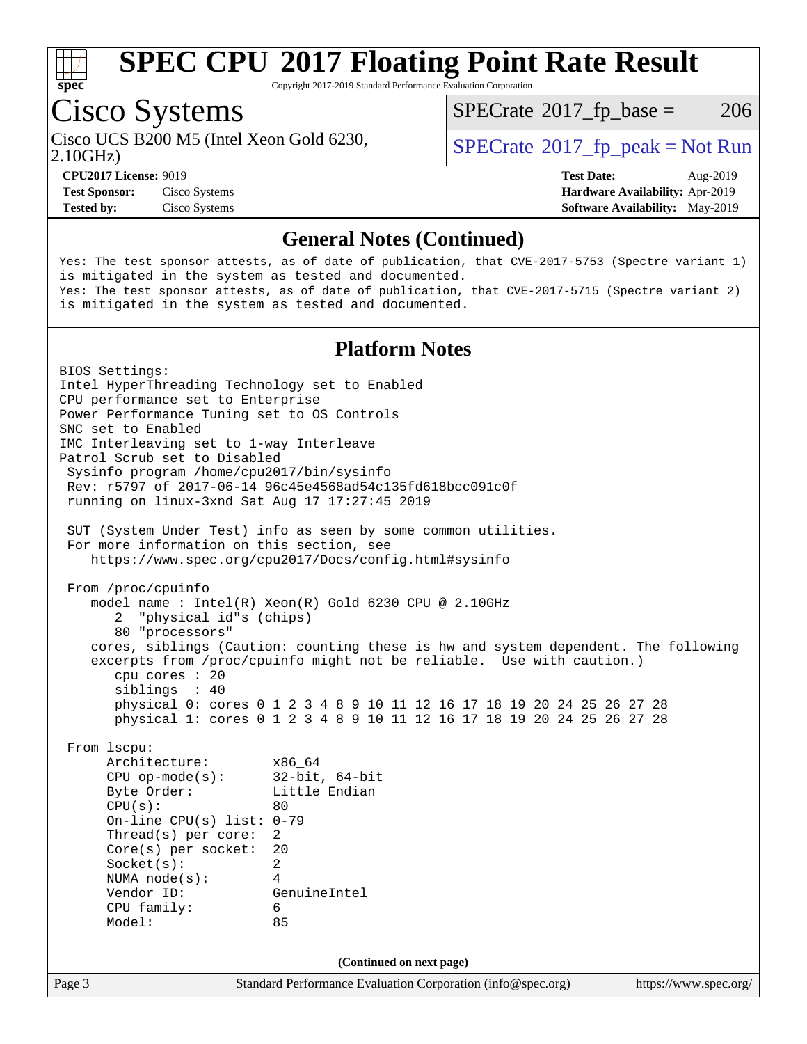# SPEC CPU 2017 Floating Point Rate Result

Copyright 2017-2019 Standard Performance Evaluation Corporation

## Cisco Systems

Cisco UCS B200 M5 (Intel Xeon Gold 6230, 2.10GHz)

SPECrate 2017_fp_base = 206

SPECrate 2017_fp_peak = Not Run

**CPU2017 License:** 9019
**Test Sponsor:** Cisco Systems
**Tested by:** Cisco Systems

**Test Date:** Aug-2019
**Hardware Availability:** Apr-2019
**Software Availability:** May-2019

### General Notes (Continued)

```
Yes: The test sponsor attests, as of date of publication, that CVE-2017-5753 (Spectre variant 1)
is mitigated in the system as tested and documented.
Yes: The test sponsor attests, as of date of publication, that CVE-2017-5715 (Spectre variant 2)
is mitigated in the system as tested and documented.
```

### Platform Notes

```
BIOS Settings:
Intel HyperThreading Technology set to Enabled
CPU performance set to Enterprise
Power Performance Tuning set to OS Controls
SNC set to Enabled
IMC Interleaving set to 1-way Interleave
Patrol Scrub set to Disabled
 Sysinfo program /home/cpu2017/bin/sysinfo
 Rev: r5797 of 2017-06-14 96c45e4568ad54c135fd618bcc091c0f
 running on linux-3xnd Sat Aug 17 17:27:45 2019

 SUT (System Under Test) info as seen by some common utilities.
 For more information on this section, see
    https://www.spec.org/cpu2017/Docs/config.html#sysinfo

 From /proc/cpuinfo
    model name : Intel(R) Xeon(R) Gold 6230 CPU @ 2.10GHz
       2  "physical id"s (chips)
       80 "processors"
    cores, siblings (Caution: counting these is hw and system dependent. The following
    excerpts from /proc/cpuinfo might not be reliable.  Use with caution.)
       cpu cores : 20
       siblings  : 40
       physical 0: cores 0 1 2 3 4 8 9 10 11 12 16 17 18 19 20 24 25 26 27 28
       physical 1: cores 0 1 2 3 4 8 9 10 11 12 16 17 18 19 20 24 25 26 27 28

 From lscpu:
      Architecture:        x86_64
      CPU op-mode(s):      32-bit, 64-bit
      Byte Order:          Little Endian
      CPU(s):              80
      On-line CPU(s) list: 0-79
      Thread(s) per core:  2
      Core(s) per socket:  20
      Socket(s):           2
      NUMA node(s):        4
      Vendor ID:           GenuineIntel
      CPU family:          6
      Model:               85
```

(Continued on next page)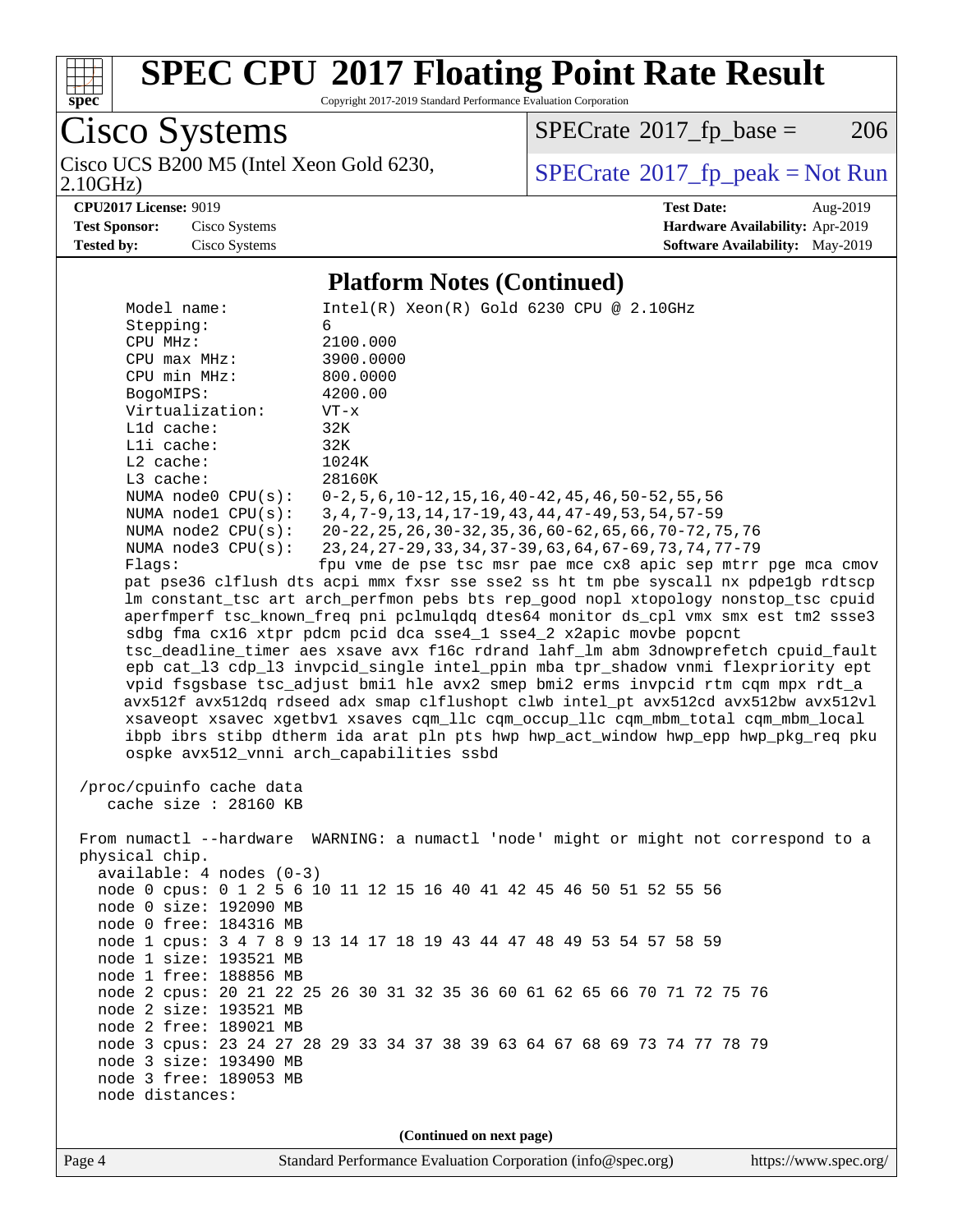## Platform Notes (Continued)

```
     Model name:          Intel(R) Xeon(R) Gold 6230 CPU @ 2.10GHz
     Stepping:            6
     CPU MHz:             2100.000
     CPU max MHz:         3900.0000
     CPU min MHz:         800.0000
     BogoMIPS:            4200.00
     Virtualization:      VT-x
     L1d cache:           32K
     L1i cache:           32K
     L2 cache:            1024K
     L3 cache:            28160K
     NUMA node0 CPU(s):   0-2,5,6,10-12,15,16,40-42,45,46,50-52,55,56
     NUMA node1 CPU(s):   3,4,7-9,13,14,17-19,43,44,47-49,53,54,57-59
     NUMA node2 CPU(s):   20-22,25,26,30-32,35,36,60-62,65,66,70-72,75,76
     NUMA node3 CPU(s):   23,24,27-29,33,34,37-39,63,64,67-69,73,74,77-79
     Flags:               fpu vme de pse tsc msr pae mce cx8 apic sep mtrr pge mca cmov
     pat pse36 clflush dts acpi mmx fxsr sse sse2 ss ht tm pbe syscall nx pdpe1gb rdtscp
     lm constant_tsc art arch_perfmon pebs bts rep_good nopl xtopology nonstop_tsc cpuid
     aperfmperf tsc_known_freq pni pclmulqdq dtes64 monitor ds_cpl vmx smx est tm2 ssse3
     sdbg fma cx16 xtpr pdcm pcid dca sse4_1 sse4_2 x2apic movbe popcnt
     tsc_deadline_timer aes xsave avx f16c rdrand lahf_lm abm 3dnowprefetch cpuid_fault
     epb cat_l3 cdp_l3 invpcid_single intel_ppin mba tpr_shadow vnmi flexpriority ept
     vpid fsgsbase tsc_adjust bmi1 hle avx2 smep bmi2 erms invpcid rtm cqm mpx rdt_a
     avx512f avx512dq rdseed adx smap clflushopt clwb intel_pt avx512cd avx512bw avx512vl
     xsaveopt xsavec xgetbv1 xsaves cqm_llc cqm_occup_llc cqm_mbm_total cqm_mbm_local
     ibpb ibrs stibp dtherm ida arat pln pts hwp hwp_act_window hwp_epp hwp_pkg_req pku
     ospke avx512_vnni arch_capabilities ssbd

 /proc/cpuinfo cache data
    cache size : 28160 KB

 From numactl --hardware  WARNING: a numactl 'node' might or might not correspond to a
 physical chip.
   available: 4 nodes (0-3)
   node 0 cpus: 0 1 2 5 6 10 11 12 15 16 40 41 42 45 46 50 51 52 55 56
   node 0 size: 192090 MB
   node 0 free: 184316 MB
   node 1 cpus: 3 4 7 8 9 13 14 17 18 19 43 44 47 48 49 53 54 57 58 59
   node 1 size: 193521 MB
   node 1 free: 188856 MB
   node 2 cpus: 20 21 22 25 26 30 31 32 35 36 60 61 62 65 66 70 71 72 75 76
   node 2 size: 193521 MB
   node 2 free: 189021 MB
   node 3 cpus: 23 24 27 28 29 33 34 37 38 39 63 64 67 68 69 73 74 77 78 79
   node 3 size: 193490 MB
   node 3 free: 189053 MB
   node distances:
```

(Continued on next page)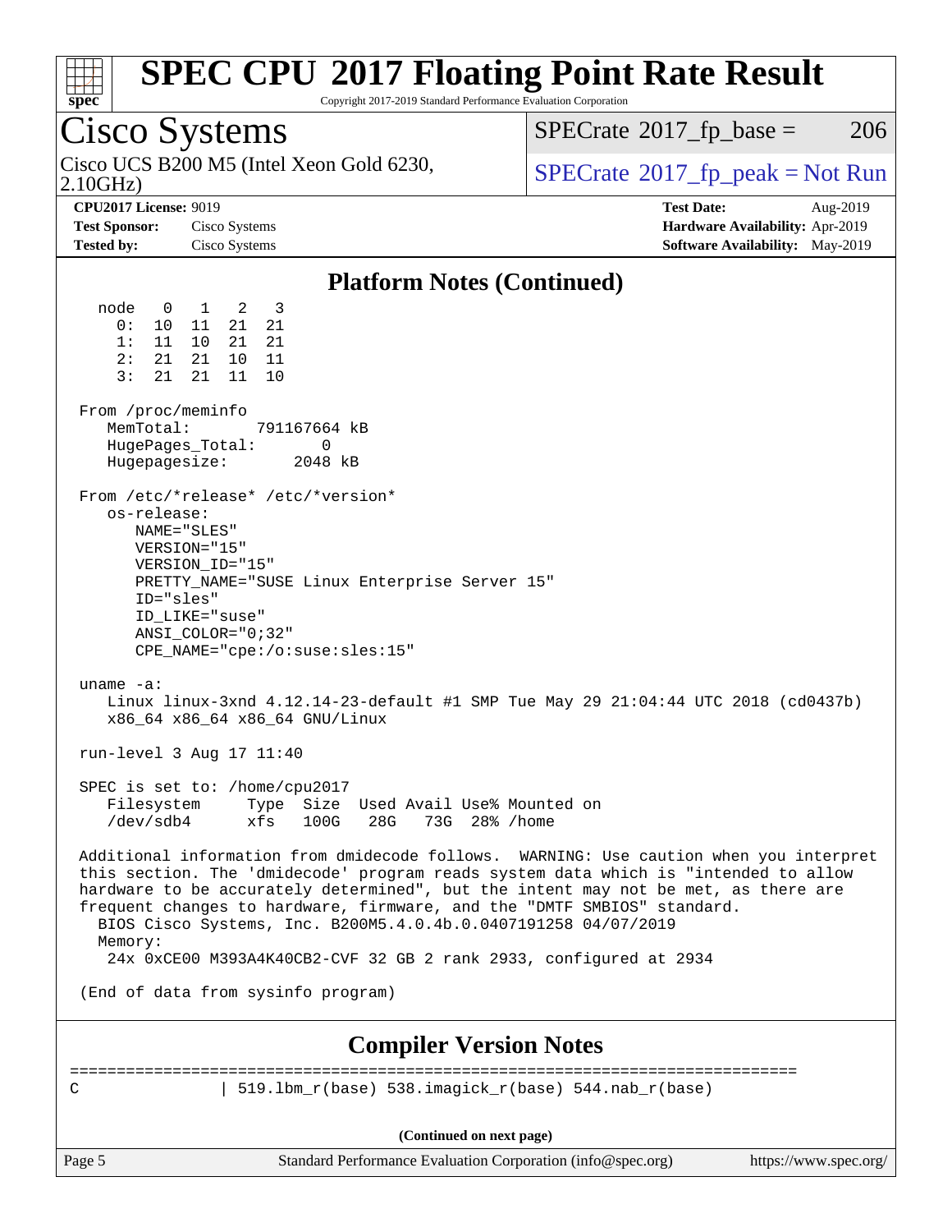# SPEC CPU 2017 Floating Point Rate Result

Copyright 2017-2019 Standard Performance Evaluation Corporation

## Cisco Systems

Cisco UCS B200 M5 (Intel Xeon Gold 6230, 2.10GHz)

SPECrate 2017_fp_base = 206

SPECrate 2017_fp_peak = Not Run

**CPU2017 License:** 9019
**Test Sponsor:** Cisco Systems
**Tested by:** Cisco Systems

**Test Date:** Aug-2019
**Hardware Availability:** Apr-2019
**Software Availability:** May-2019

### Platform Notes (Continued)

```
  node   0   1   2   3
    0:  10  11  21  21
    1:  11  10  21  21
    2:  21  21  10  11
    3:  21  21  11  10

From /proc/meminfo
   MemTotal:       791167664 kB
   HugePages_Total:       0
   Hugepagesize:       2048 kB

From /etc/*release* /etc/*version*
   os-release:
      NAME="SLES"
      VERSION="15"
      VERSION_ID="15"
      PRETTY_NAME="SUSE Linux Enterprise Server 15"
      ID="sles"
      ID_LIKE="suse"
      ANSI_COLOR="0;32"
      CPE_NAME="cpe:/o:suse:sles:15"

uname -a:
   Linux linux-3xnd 4.12.14-23-default #1 SMP Tue May 29 21:04:44 UTC 2018 (cd0437b)
   x86_64 x86_64 x86_64 GNU/Linux

run-level 3 Aug 17 11:40

SPEC is set to: /home/cpu2017
   Filesystem     Type  Size  Used Avail Use% Mounted on
   /dev/sdb4      xfs   100G   28G   73G  28% /home

Additional information from dmidecode follows.  WARNING: Use caution when you interpret
this section. The 'dmidecode' program reads system data which is "intended to allow
hardware to be accurately determined", but the intent may not be met, as there are
frequent changes to hardware, firmware, and the "DMTF SMBIOS" standard.
  BIOS Cisco Systems, Inc. B200M5.4.0.4b.0.0407191258 04/07/2019
  Memory:
   24x 0xCE00 M393A4K40CB2-CVF 32 GB 2 rank 2933, configured at 2934

(End of data from sysinfo program)
```

### Compiler Version Notes

```
==============================================================================
C               | 519.lbm_r(base) 538.imagick_r(base) 544.nab_r(base)
```

(Continued on next page)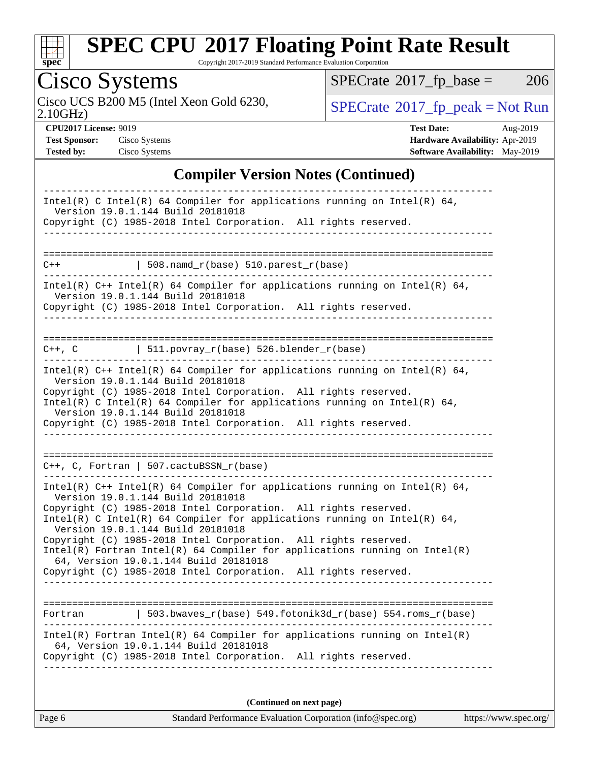## Compiler Version Notes (Continued)

```
------------------------------------------------------------------------------
Intel(R) C Intel(R) 64 Compiler for applications running on Intel(R) 64,
  Version 19.0.1.144 Build 20181018
Copyright (C) 1985-2018 Intel Corporation.  All rights reserved.
------------------------------------------------------------------------------

==============================================================================
C++             | 508.namd_r(base) 510.parest_r(base)
------------------------------------------------------------------------------
Intel(R) C++ Intel(R) 64 Compiler for applications running on Intel(R) 64,
  Version 19.0.1.144 Build 20181018
Copyright (C) 1985-2018 Intel Corporation.  All rights reserved.
------------------------------------------------------------------------------

==============================================================================
C++, C          | 511.povray_r(base) 526.blender_r(base)
------------------------------------------------------------------------------
Intel(R) C++ Intel(R) 64 Compiler for applications running on Intel(R) 64,
  Version 19.0.1.144 Build 20181018
Copyright (C) 1985-2018 Intel Corporation.  All rights reserved.
Intel(R) C Intel(R) 64 Compiler for applications running on Intel(R) 64,
  Version 19.0.1.144 Build 20181018
Copyright (C) 1985-2018 Intel Corporation.  All rights reserved.
------------------------------------------------------------------------------

==============================================================================
C++, C, Fortran | 507.cactuBSSN_r(base)
------------------------------------------------------------------------------
Intel(R) C++ Intel(R) 64 Compiler for applications running on Intel(R) 64,
  Version 19.0.1.144 Build 20181018
Copyright (C) 1985-2018 Intel Corporation.  All rights reserved.
Intel(R) C Intel(R) 64 Compiler for applications running on Intel(R) 64,
  Version 19.0.1.144 Build 20181018
Copyright (C) 1985-2018 Intel Corporation.  All rights reserved.
Intel(R) Fortran Intel(R) 64 Compiler for applications running on Intel(R)
  64, Version 19.0.1.144 Build 20181018
Copyright (C) 1985-2018 Intel Corporation.  All rights reserved.
------------------------------------------------------------------------------

==============================================================================
Fortran         | 503.bwaves_r(base) 549.fotonik3d_r(base) 554.roms_r(base)
------------------------------------------------------------------------------
Intel(R) Fortran Intel(R) 64 Compiler for applications running on Intel(R)
  64, Version 19.0.1.144 Build 20181018
Copyright (C) 1985-2018 Intel Corporation.  All rights reserved.
------------------------------------------------------------------------------
```

(Continued on next page)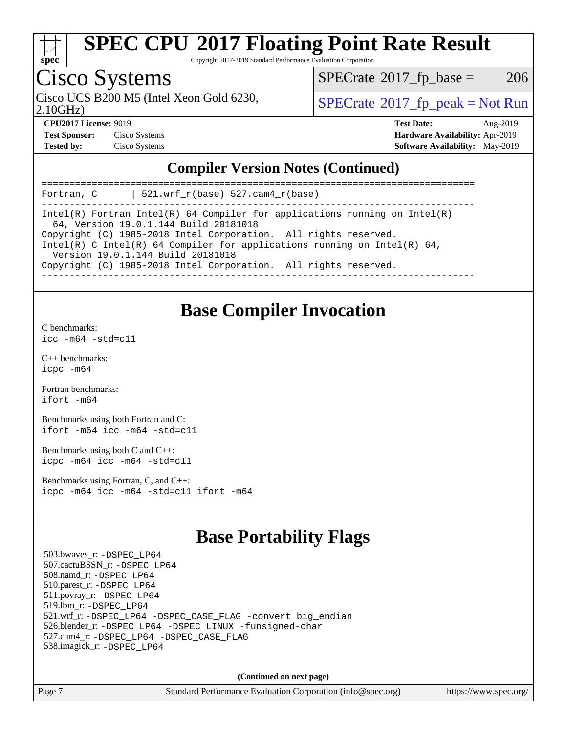# SPEC CPU 2017 Floating Point Rate Result

Copyright 2017-2019 Standard Performance Evaluation Corporation

## Cisco Systems

Cisco UCS B200 M5 (Intel Xeon Gold 6230, 2.10GHz)

SPECrate 2017_fp_base = 206

SPECrate 2017_fp_peak = Not Run

**CPU2017 License:** 9019
**Test Sponsor:** Cisco Systems
**Tested by:** Cisco Systems

**Test Date:** Aug-2019
**Hardware Availability:** Apr-2019
**Software Availability:** May-2019

## Compiler Version Notes (Continued)

```
==============================================================================
Fortran, C      | 521.wrf_r(base) 527.cam4_r(base)
------------------------------------------------------------------------------
Intel(R) Fortran Intel(R) 64 Compiler for applications running on Intel(R)
  64, Version 19.0.1.144 Build 20181018
Copyright (C) 1985-2018 Intel Corporation.  All rights reserved.
Intel(R) C Intel(R) 64 Compiler for applications running on Intel(R) 64,
  Version 19.0.1.144 Build 20181018
Copyright (C) 1985-2018 Intel Corporation.  All rights reserved.
------------------------------------------------------------------------------
```

## Base Compiler Invocation

C benchmarks:
`icc -m64 -std=c11`

C++ benchmarks:
`icpc -m64`

Fortran benchmarks:
`ifort -m64`

Benchmarks using both Fortran and C:
`ifort -m64 icc -m64 -std=c11`

Benchmarks using both C and C++:
`icpc -m64 icc -m64 -std=c11`

Benchmarks using Fortran, C, and C++:
`icpc -m64 icc -m64 -std=c11 ifort -m64`

## Base Portability Flags

503.bwaves_r: -DSPEC_LP64
507.cactuBSSN_r: -DSPEC_LP64
508.namd_r: -DSPEC_LP64
510.parest_r: -DSPEC_LP64
511.povray_r: -DSPEC_LP64
519.lbm_r: -DSPEC_LP64
521.wrf_r: -DSPEC_LP64 -DSPEC_CASE_FLAG -convert big_endian
526.blender_r: -DSPEC_LP64 -DSPEC_LINUX -funsigned-char
527.cam4_r: -DSPEC_LP64 -DSPEC_CASE_FLAG
538.imagick_r: -DSPEC_LP64

**(Continued on next page)**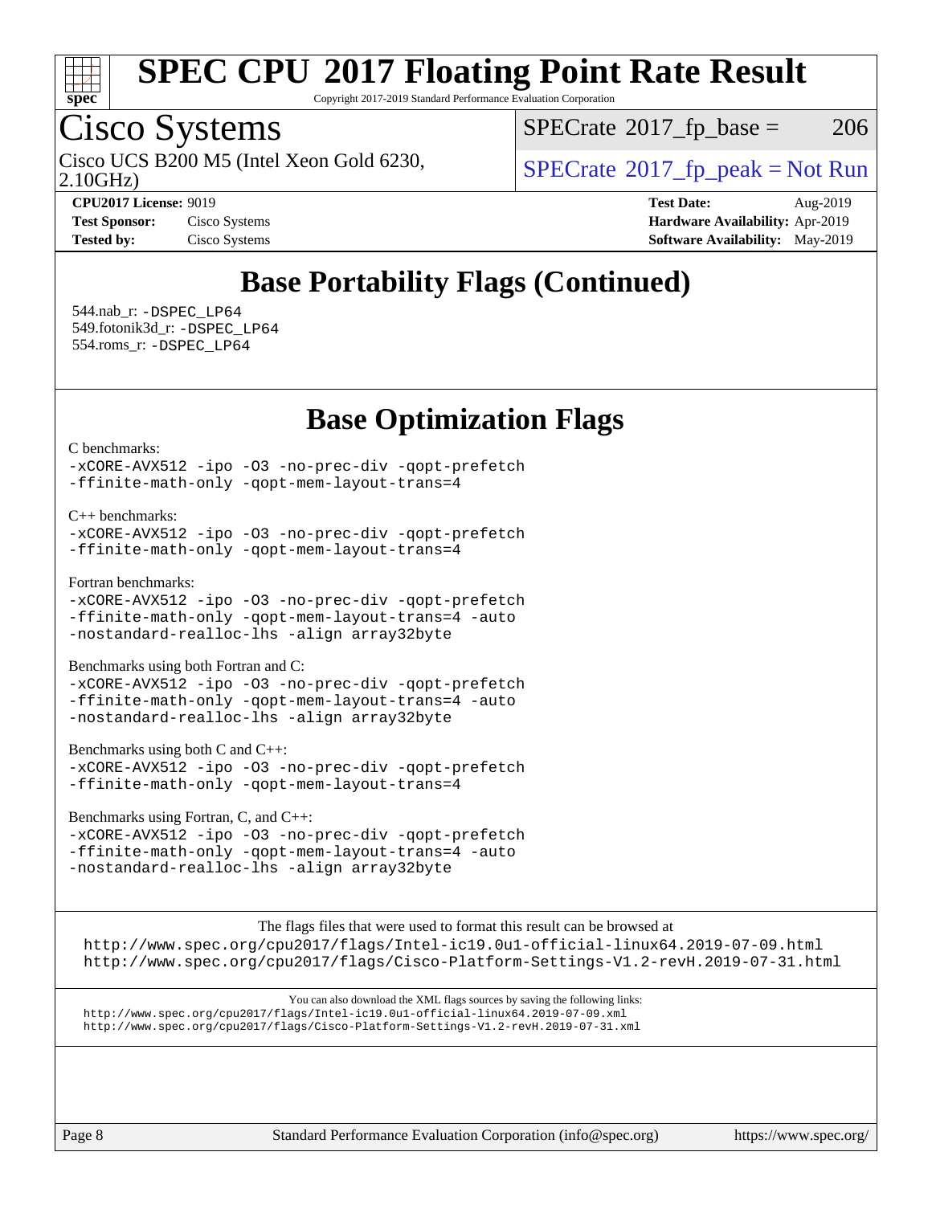# SPEC CPU 2017 Floating Point Rate Result

Copyright 2017-2019 Standard Performance Evaluation Corporation

## Cisco Systems

Cisco UCS B200 M5 (Intel Xeon Gold 6230, 2.10GHz)

SPECrate 2017_fp_base = 206

SPECrate 2017_fp_peak = Not Run

**CPU2017 License:** 9019
**Test Sponsor:** Cisco Systems
**Tested by:** Cisco Systems

**Test Date:** Aug-2019
**Hardware Availability:** Apr-2019
**Software Availability:** May-2019

## Base Portability Flags (Continued)

544.nab_r: -DSPEC_LP64
549.fotonik3d_r: -DSPEC_LP64
554.roms_r: -DSPEC_LP64

## Base Optimization Flags

C benchmarks:
-xCORE-AVX512 -ipo -O3 -no-prec-div -qopt-prefetch
-ffinite-math-only -qopt-mem-layout-trans=4

C++ benchmarks:
-xCORE-AVX512 -ipo -O3 -no-prec-div -qopt-prefetch
-ffinite-math-only -qopt-mem-layout-trans=4

Fortran benchmarks:
-xCORE-AVX512 -ipo -O3 -no-prec-div -qopt-prefetch
-ffinite-math-only -qopt-mem-layout-trans=4 -auto
-nostandard-realloc-lhs -align array32byte

Benchmarks using both Fortran and C:
-xCORE-AVX512 -ipo -O3 -no-prec-div -qopt-prefetch
-ffinite-math-only -qopt-mem-layout-trans=4 -auto
-nostandard-realloc-lhs -align array32byte

Benchmarks using both C and C++:
-xCORE-AVX512 -ipo -O3 -no-prec-div -qopt-prefetch
-ffinite-math-only -qopt-mem-layout-trans=4

Benchmarks using Fortran, C, and C++:
-xCORE-AVX512 -ipo -O3 -no-prec-div -qopt-prefetch
-ffinite-math-only -qopt-mem-layout-trans=4 -auto
-nostandard-realloc-lhs -align array32byte

The flags files that were used to format this result can be browsed at
http://www.spec.org/cpu2017/flags/Intel-ic19.0u1-official-linux64.2019-07-09.html
http://www.spec.org/cpu2017/flags/Cisco-Platform-Settings-V1.2-revH.2019-07-31.html

You can also download the XML flags sources by saving the following links:
http://www.spec.org/cpu2017/flags/Intel-ic19.0u1-official-linux64.2019-07-09.xml
http://www.spec.org/cpu2017/flags/Cisco-Platform-Settings-V1.2-revH.2019-07-31.xml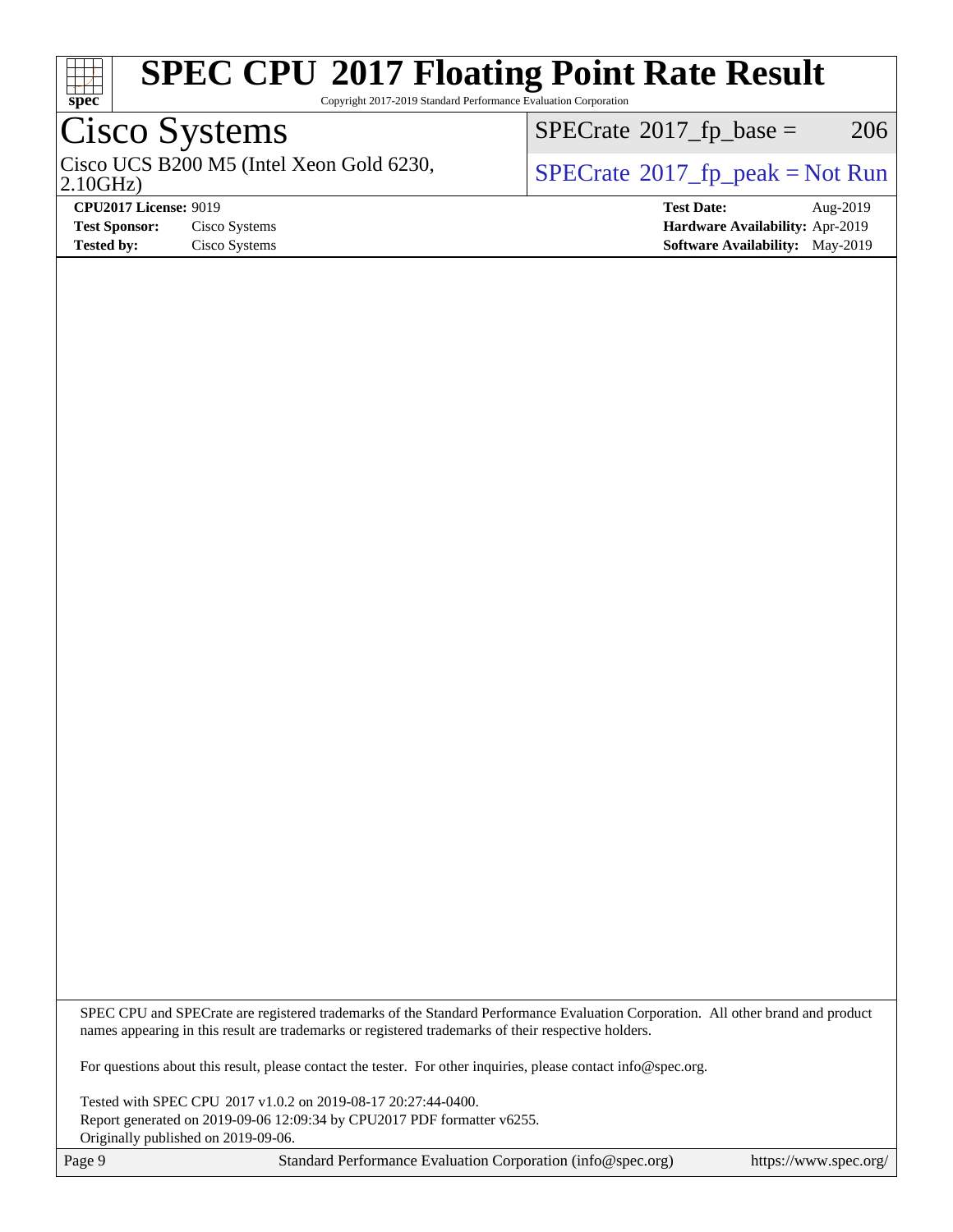SPEC CPU and SPECrate are registered trademarks of the Standard Performance Evaluation Corporation. All other brand and product names appearing in this result are trademarks or registered trademarks of their respective holders.

For questions about this result, please contact the tester. For other inquiries, please contact info@spec.org.

Tested with SPEC CPU 2017 v1.0.2 on 2019-08-17 20:27:44-0400.
Report generated on 2019-09-06 12:09:34 by CPU2017 PDF formatter v6255.
Originally published on 2019-09-06.